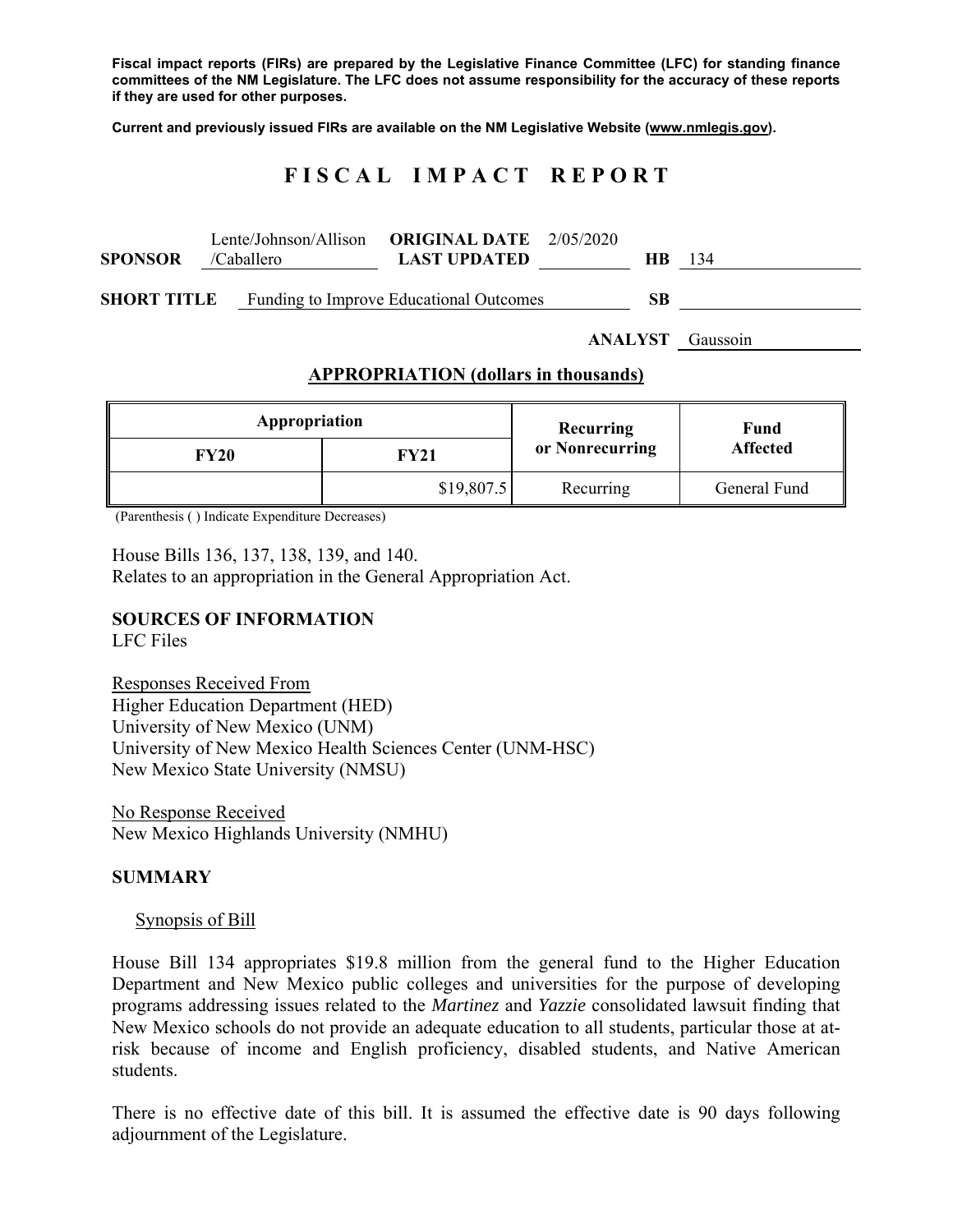**Fiscal impact reports (FIRs) are prepared by the Legislative Finance Committee (LFC) for standing finance committees of the NM Legislature. The LFC does not assume responsibility for the accuracy of these reports if they are used for other purposes.**

**Current and previously issued FIRs are available on the NM Legislative Website (www.nmlegis.gov).**

# F I S C A L   I M P A C T   R E P O R T

| | | | | | |
|---|---|---|---|---|---|
| **SPONSOR** | Lente/Johnson/Allison /Caballero | **ORIGINAL DATE** **LAST UPDATED** | 2/05/2020 | **HB** | 134 |
| **SHORT TITLE** | Funding to Improve Educational Outcomes | | | **SB** | |
| | | | | **ANALYST** | Gaussoin |

**APPROPRIATION (dollars in thousands)**

| Appropriation | | Recurring or Nonrecurring | Fund Affected |
|---|---|---|---|
| **FY20** | **FY21** | | |
| | $19,807.5 | Recurring | General Fund |

(Parenthesis ( ) Indicate Expenditure Decreases)

House Bills 136, 137, 138, 139, and 140.
Relates to an appropriation in the General Appropriation Act.

**SOURCES OF INFORMATION**
LFC Files

Responses Received From
Higher Education Department (HED)
University of New Mexico (UNM)
University of New Mexico Health Sciences Center (UNM-HSC)
New Mexico State University (NMSU)

No Response Received
New Mexico Highlands University (NMHU)

**SUMMARY**

Synopsis of Bill

House Bill 134 appropriates $19.8 million from the general fund to the Higher Education Department and New Mexico public colleges and universities for the purpose of developing programs addressing issues related to the *Martinez* and *Yazzie* consolidated lawsuit finding that New Mexico schools do not provide an adequate education to all students, particular those at-risk because of income and English proficiency, disabled students, and Native American students.

There is no effective date of this bill. It is assumed the effective date is 90 days following adjournment of the Legislature.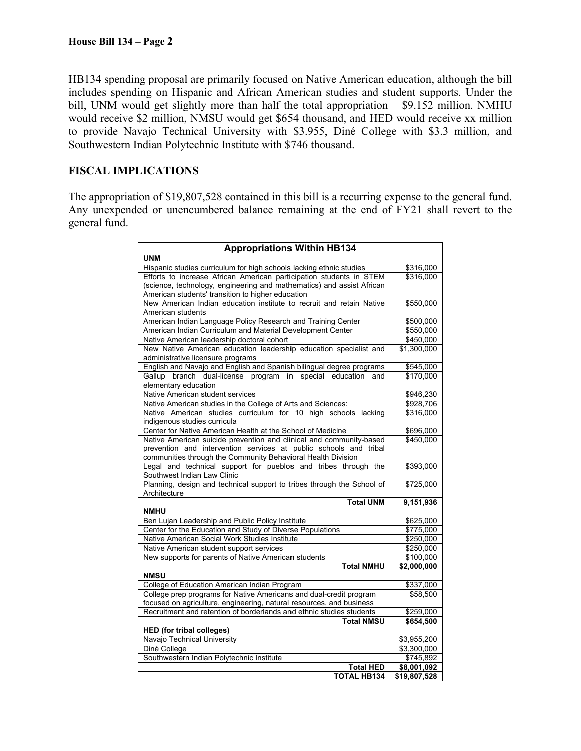HB134 spending proposal are primarily focused on Native American education, although the bill includes spending on Hispanic and African American studies and student supports. Under the bill, UNM would get slightly more than half the total appropriation – $9.152 million. NMHU would receive $2 million, NMSU would get $654 thousand, and HED would receive xx million to provide Navajo Technical University with $3.955, Diné College with $3.3 million, and Southwestern Indian Polytechnic Institute with $746 thousand.

## FISCAL IMPLICATIONS

The appropriation of $19,807,528 contained in this bill is a recurring expense to the general fund. Any unexpended or unencumbered balance remaining at the end of FY21 shall revert to the general fund.

| Appropriations Within HB134 | |
|---|---|
| **UNM** | |
| Hispanic studies curriculum for high schools lacking ethnic studies | $316,000 |
| Efforts to increase African American participation students in STEM (science, technology, engineering and mathematics) and assist African American students' transition to higher education | $316,000 |
| New American Indian education institute to recruit and retain Native American students | $550,000 |
| American Indian Language Policy Research and Training Center | $500,000 |
| American Indian Curriculum and Material Development Center | $550,000 |
| Native American leadership doctoral cohort | $450,000 |
| New Native American education leadership education specialist and administrative licensure programs | $1,300,000 |
| English and Navajo and English and Spanish bilingual degree programs | $545,000 |
| Gallup branch dual-license program in special education and elementary education | $170,000 |
| Native American student services | $946,230 |
| Native American studies in the College of Arts and Sciences: | $928,706 |
| Native American studies curriculum for 10 high schools lacking indigenous studies curricula | $316,000 |
| Center for Native American Health at the School of Medicine | $696,000 |
| Native American suicide prevention and clinical and community-based prevention and intervention services at public schools and tribal communities through the Community Behavioral Health Division | $450,000 |
| Legal and technical support for pueblos and tribes through the Southwest Indian Law Clinic | $393,000 |
| Planning, design and technical support to tribes through the School of Architecture | $725,000 |
| **Total UNM** | **9,151,936** |
| **NMHU** | |
| Ben Lujan Leadership and Public Policy Institute | $625,000 |
| Center for the Education and Study of Diverse Populations | $775,000 |
| Native American Social Work Studies Institute | $250,000 |
| Native American student support services | $250,000 |
| New supports for parents of Native American students | $100,000 |
| **Total NMHU** | **$2,000,000** |
| **NMSU** | |
| College of Education American Indian Program | $337,000 |
| College prep programs for Native Americans and dual-credit program focused on agriculture, engineering, natural resources, and business | $58,500 |
| Recruitment and retention of borderlands and ethnic studies students | $259,000 |
| **Total NMSU** | **$654,500** |
| **HED (for tribal colleges)** | |
| Navajo Technical University | $3,955,200 |
| Diné College | $3,300,000 |
| Southwestern Indian Polytechnic Institute | $745,892 |
| **Total HED** | **$8,001,092** |
| **TOTAL HB134** | **$19,807,528** |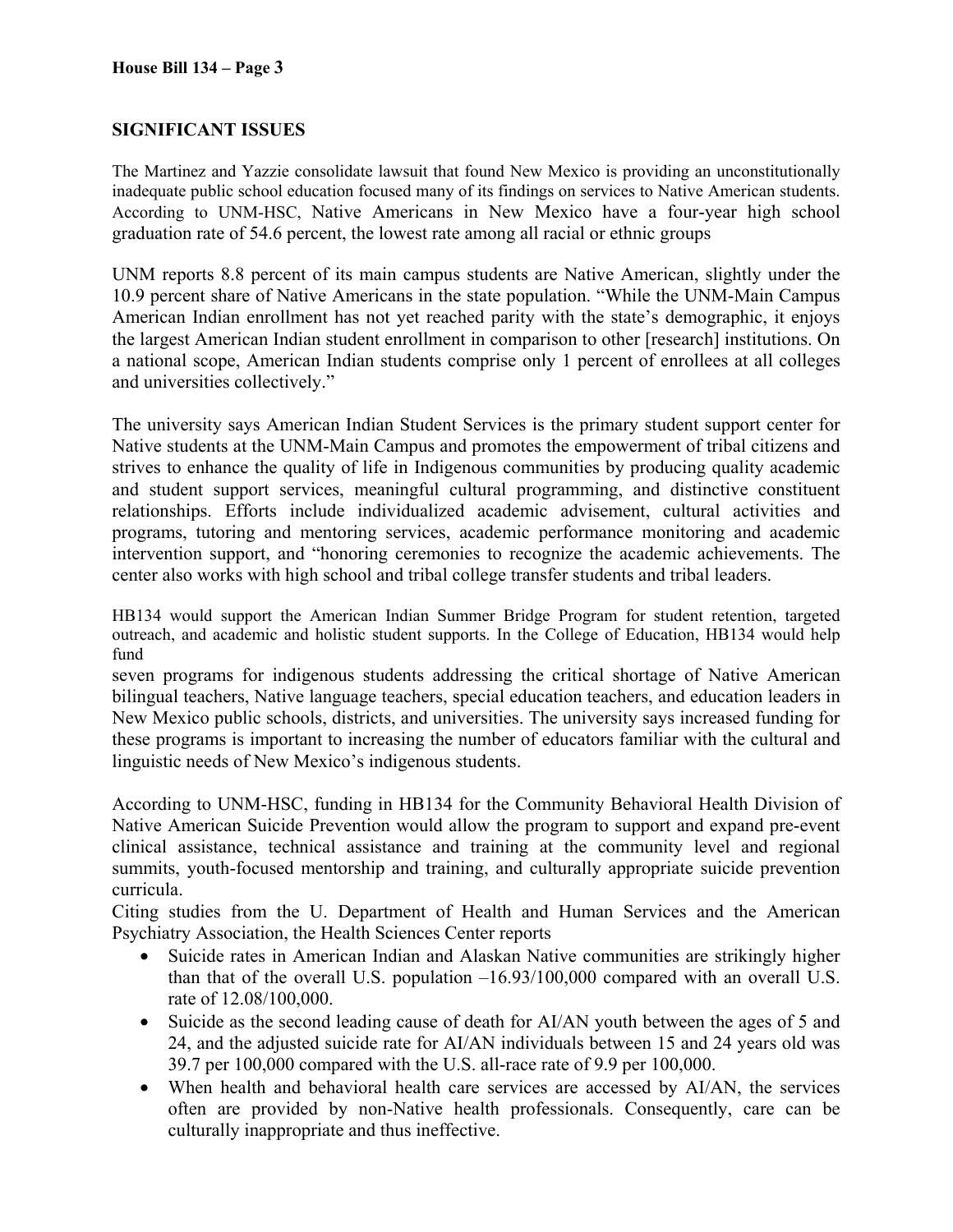## SIGNIFICANT ISSUES

The Martinez and Yazzie consolidate lawsuit that found New Mexico is providing an unconstitutionally inadequate public school education focused many of its findings on services to Native American students. According to UNM-HSC, Native Americans in New Mexico have a four-year high school graduation rate of 54.6 percent, the lowest rate among all racial or ethnic groups

UNM reports 8.8 percent of its main campus students are Native American, slightly under the 10.9 percent share of Native Americans in the state population. "While the UNM-Main Campus American Indian enrollment has not yet reached parity with the state's demographic, it enjoys the largest American Indian student enrollment in comparison to other [research] institutions. On a national scope, American Indian students comprise only 1 percent of enrollees at all colleges and universities collectively."

The university says American Indian Student Services is the primary student support center for Native students at the UNM-Main Campus and promotes the empowerment of tribal citizens and strives to enhance the quality of life in Indigenous communities by producing quality academic and student support services, meaningful cultural programming, and distinctive constituent relationships. Efforts include individualized academic advisement, cultural activities and programs, tutoring and mentoring services, academic performance monitoring and academic intervention support, and "honoring ceremonies to recognize the academic achievements. The center also works with high school and tribal college transfer students and tribal leaders.

HB134 would support the American Indian Summer Bridge Program for student retention, targeted outreach, and academic and holistic student supports. In the College of Education, HB134 would help fund seven programs for indigenous students addressing the critical shortage of Native American bilingual teachers, Native language teachers, special education teachers, and education leaders in New Mexico public schools, districts, and universities. The university says increased funding for these programs is important to increasing the number of educators familiar with the cultural and linguistic needs of New Mexico's indigenous students.

According to UNM-HSC, funding in HB134 for the Community Behavioral Health Division of Native American Suicide Prevention would allow the program to support and expand pre-event clinical assistance, technical assistance and training at the community level and regional summits, youth-focused mentorship and training, and culturally appropriate suicide prevention curricula.

Citing studies from the U. Department of Health and Human Services and the American Psychiatry Association, the Health Sciences Center reports

- Suicide rates in American Indian and Alaskan Native communities are strikingly higher than that of the overall U.S. population –16.93/100,000 compared with an overall U.S. rate of 12.08/100,000.
- Suicide as the second leading cause of death for AI/AN youth between the ages of 5 and 24, and the adjusted suicide rate for AI/AN individuals between 15 and 24 years old was 39.7 per 100,000 compared with the U.S. all-race rate of 9.9 per 100,000.
- When health and behavioral health care services are accessed by AI/AN, the services often are provided by non-Native health professionals. Consequently, care can be culturally inappropriate and thus ineffective.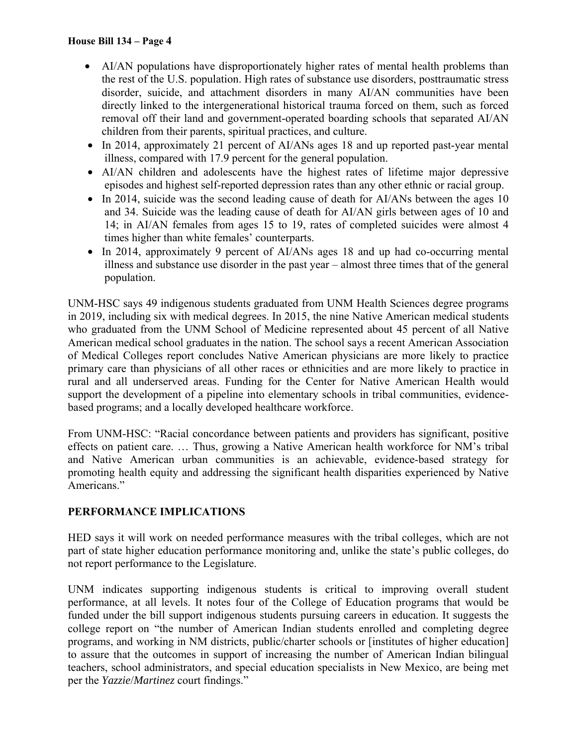- AI/AN populations have disproportionately higher rates of mental health problems than the rest of the U.S. population. High rates of substance use disorders, posttraumatic stress disorder, suicide, and attachment disorders in many AI/AN communities have been directly linked to the intergenerational historical trauma forced on them, such as forced removal off their land and government-operated boarding schools that separated AI/AN children from their parents, spiritual practices, and culture.
- In 2014, approximately 21 percent of AI/ANs ages 18 and up reported past-year mental illness, compared with 17.9 percent for the general population.
- AI/AN children and adolescents have the highest rates of lifetime major depressive episodes and highest self-reported depression rates than any other ethnic or racial group.
- In 2014, suicide was the second leading cause of death for AI/ANs between the ages 10 and 34. Suicide was the leading cause of death for AI/AN girls between ages of 10 and 14; in AI/AN females from ages 15 to 19, rates of completed suicides were almost 4 times higher than white females' counterparts.
- In 2014, approximately 9 percent of AI/ANs ages 18 and up had co-occurring mental illness and substance use disorder in the past year – almost three times that of the general population.

UNM-HSC says 49 indigenous students graduated from UNM Health Sciences degree programs in 2019, including six with medical degrees. In 2015, the nine Native American medical students who graduated from the UNM School of Medicine represented about 45 percent of all Native American medical school graduates in the nation. The school says a recent American Association of Medical Colleges report concludes Native American physicians are more likely to practice primary care than physicians of all other races or ethnicities and are more likely to practice in rural and all underserved areas. Funding for the Center for Native American Health would support the development of a pipeline into elementary schools in tribal communities, evidence-based programs; and a locally developed healthcare workforce.

From UNM-HSC: "Racial concordance between patients and providers has significant, positive effects on patient care. … Thus, growing a Native American health workforce for NM's tribal and Native American urban communities is an achievable, evidence-based strategy for promoting health equity and addressing the significant health disparities experienced by Native Americans."

## PERFORMANCE IMPLICATIONS

HED says it will work on needed performance measures with the tribal colleges, which are not part of state higher education performance monitoring and, unlike the state's public colleges, do not report performance to the Legislature.

UNM indicates supporting indigenous students is critical to improving overall student performance, at all levels. It notes four of the College of Education programs that would be funded under the bill support indigenous students pursuing careers in education. It suggests the college report on "the number of American Indian students enrolled and completing degree programs, and working in NM districts, public/charter schools or [institutes of higher education] to assure that the outcomes in support of increasing the number of American Indian bilingual teachers, school administrators, and special education specialists in New Mexico, are being met per the *Yazzie*/*Martinez* court findings."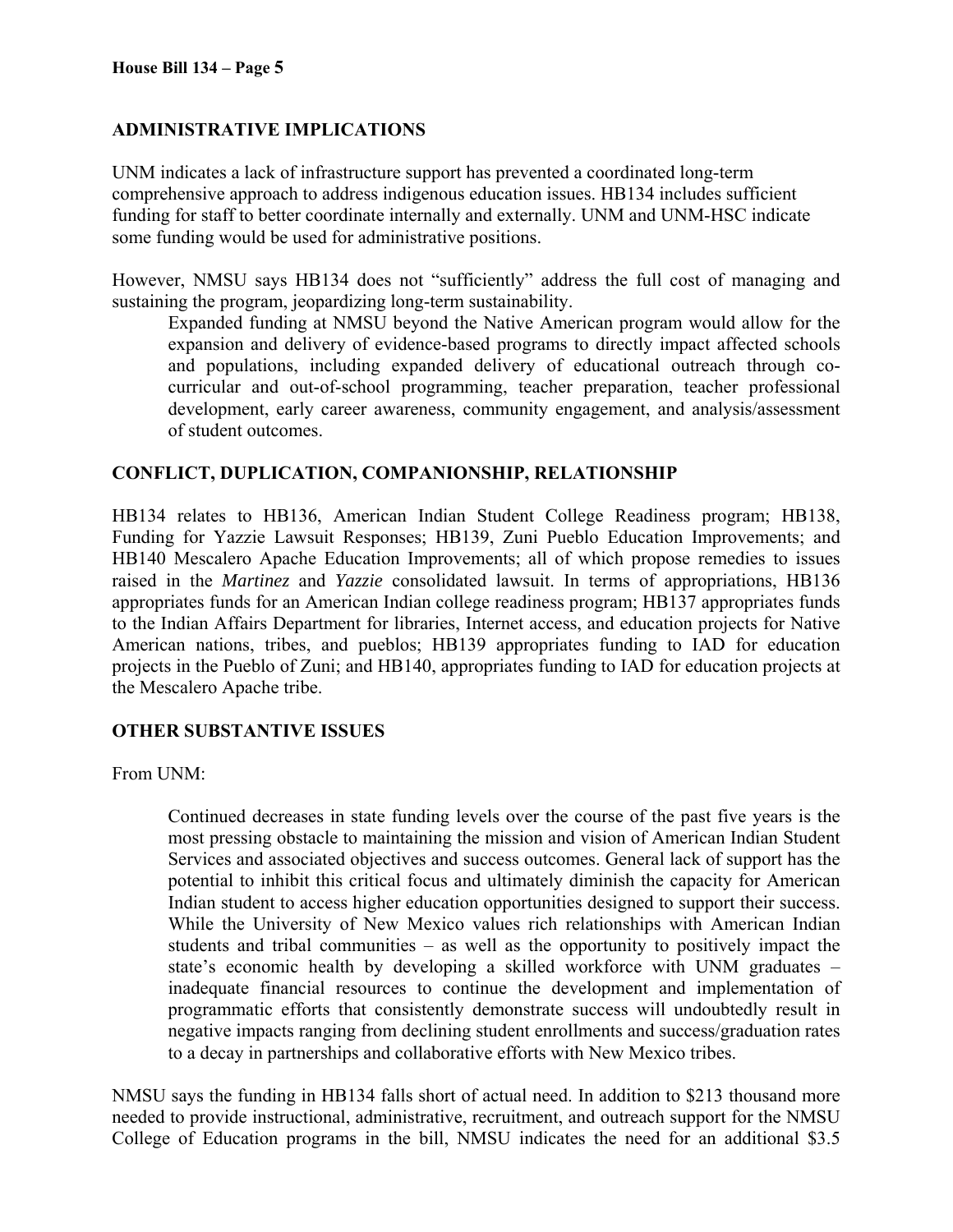## ADMINISTRATIVE IMPLICATIONS

UNM indicates a lack of infrastructure support has prevented a coordinated long-term comprehensive approach to address indigenous education issues. HB134 includes sufficient funding for staff to better coordinate internally and externally. UNM and UNM-HSC indicate some funding would be used for administrative positions.

However, NMSU says HB134 does not "sufficiently" address the full cost of managing and sustaining the program, jeopardizing long-term sustainability.

> Expanded funding at NMSU beyond the Native American program would allow for the expansion and delivery of evidence-based programs to directly impact affected schools and populations, including expanded delivery of educational outreach through co-curricular and out-of-school programming, teacher preparation, teacher professional development, early career awareness, community engagement, and analysis/assessment of student outcomes.

## CONFLICT, DUPLICATION, COMPANIONSHIP, RELATIONSHIP

HB134 relates to HB136, American Indian Student College Readiness program; HB138, Funding for Yazzie Lawsuit Responses; HB139, Zuni Pueblo Education Improvements; and HB140 Mescalero Apache Education Improvements; all of which propose remedies to issues raised in the *Martinez* and *Yazzie* consolidated lawsuit. In terms of appropriations, HB136 appropriates funds for an American Indian college readiness program; HB137 appropriates funds to the Indian Affairs Department for libraries, Internet access, and education projects for Native American nations, tribes, and pueblos; HB139 appropriates funding to IAD for education projects in the Pueblo of Zuni; and HB140, appropriates funding to IAD for education projects at the Mescalero Apache tribe.

## OTHER SUBSTANTIVE ISSUES

From UNM:

> Continued decreases in state funding levels over the course of the past five years is the most pressing obstacle to maintaining the mission and vision of American Indian Student Services and associated objectives and success outcomes. General lack of support has the potential to inhibit this critical focus and ultimately diminish the capacity for American Indian student to access higher education opportunities designed to support their success. While the University of New Mexico values rich relationships with American Indian students and tribal communities – as well as the opportunity to positively impact the state's economic health by developing a skilled workforce with UNM graduates – inadequate financial resources to continue the development and implementation of programmatic efforts that consistently demonstrate success will undoubtedly result in negative impacts ranging from declining student enrollments and success/graduation rates to a decay in partnerships and collaborative efforts with New Mexico tribes.

NMSU says the funding in HB134 falls short of actual need. In addition to $213 thousand more needed to provide instructional, administrative, recruitment, and outreach support for the NMSU College of Education programs in the bill, NMSU indicates the need for an additional $3.5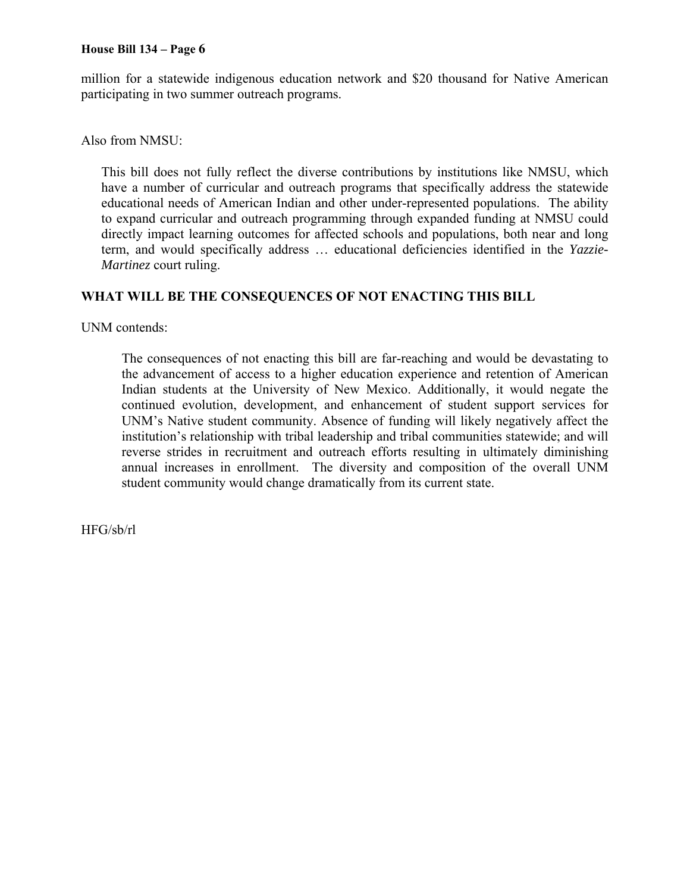million for a statewide indigenous education network and $20 thousand for Native American participating in two summer outreach programs.

Also from NMSU:

> This bill does not fully reflect the diverse contributions by institutions like NMSU, which have a number of curricular and outreach programs that specifically address the statewide educational needs of American Indian and other under-represented populations. The ability to expand curricular and outreach programming through expanded funding at NMSU could directly impact learning outcomes for affected schools and populations, both near and long term, and would specifically address … educational deficiencies identified in the *Yazzie-Martinez* court ruling.

**WHAT WILL BE THE CONSEQUENCES OF NOT ENACTING THIS BILL**

UNM contends:

> The consequences of not enacting this bill are far-reaching and would be devastating to the advancement of access to a higher education experience and retention of American Indian students at the University of New Mexico. Additionally, it would negate the continued evolution, development, and enhancement of student support services for UNM's Native student community. Absence of funding will likely negatively affect the institution's relationship with tribal leadership and tribal communities statewide; and will reverse strides in recruitment and outreach efforts resulting in ultimately diminishing annual increases in enrollment. The diversity and composition of the overall UNM student community would change dramatically from its current state.

HFG/sb/rl